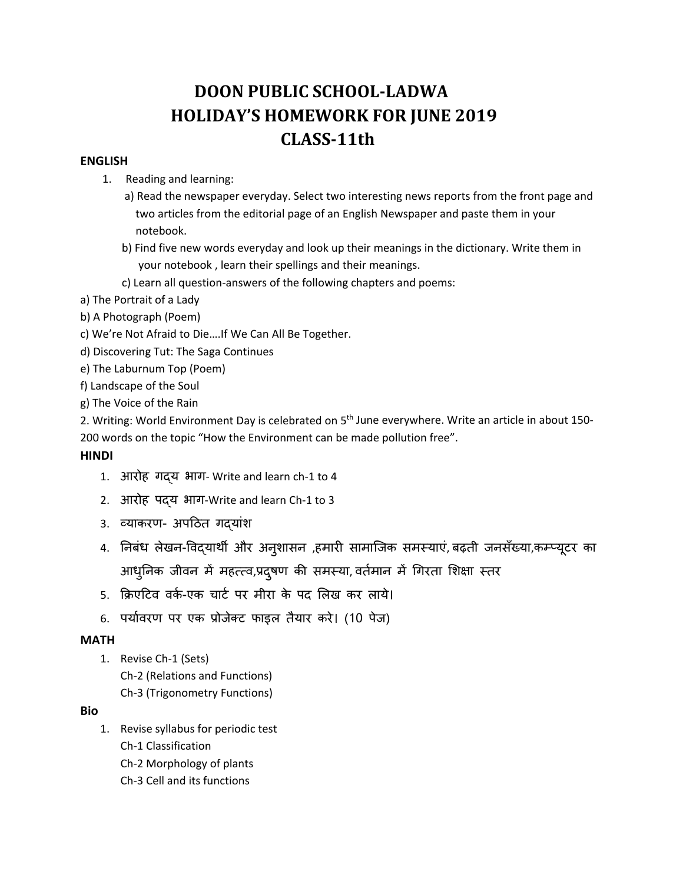# DOON PUBLIC SCHOOL-LADWA
# HOLIDAY'S HOMEWORK FOR JUNE 2019
# CLASS-11th

**ENGLISH**

1. Reading and learning:
   a) Read the newspaper everyday. Select two interesting news reports from the front page and two articles from the editorial page of an English Newspaper and paste them in your notebook.
   b) Find five new words everyday and look up their meanings in the dictionary. Write them in your notebook , learn their spellings and their meanings.
   c) Learn all question-answers of the following chapters and poems:

a) The Portrait of a Lady
b) A Photograph (Poem)
c) We're Not Afraid to Die….If We Can All Be Together.
d) Discovering Tut: The Saga Continues
e) The Laburnum Top (Poem)
f) Landscape of the Soul
g) The Voice of the Rain

2. Writing: World Environment Day is celebrated on 5th June everywhere. Write an article in about 150-200 words on the topic "How the Environment can be made pollution free".

**HINDI**

1. आरोह गद्य भाग- Write and learn ch-1 to 4
2. आरोह पद्य भाग-Write and learn Ch-1 to 3
3. व्याकरण- अपठित गद्यांश
4. निबंध लेखन-विद्यार्थी और अनुशासन ,हमारी सामाजिक समस्याएं, बढ़ती जनसँख्या,कम्प्यूटर का आधुनिक जीवन में महत्त्व,प्रदुषण की समस्या, वर्तमान में गिरता शिक्षा स्तर
5. क्रिएटिव वर्क-एक चार्ट पर मीरा के पद लिख कर लाये।
6. पर्यावरण पर एक प्रोजेक्ट फाइल तैयार करे। (10 पेज)

**MATH**

1. Revise Ch-1 (Sets)
   Ch-2 (Relations and Functions)
   Ch-3 (Trigonometry Functions)

**Bio**

1. Revise syllabus for periodic test
   Ch-1 Classification
   Ch-2 Morphology of plants
   Ch-3 Cell and its functions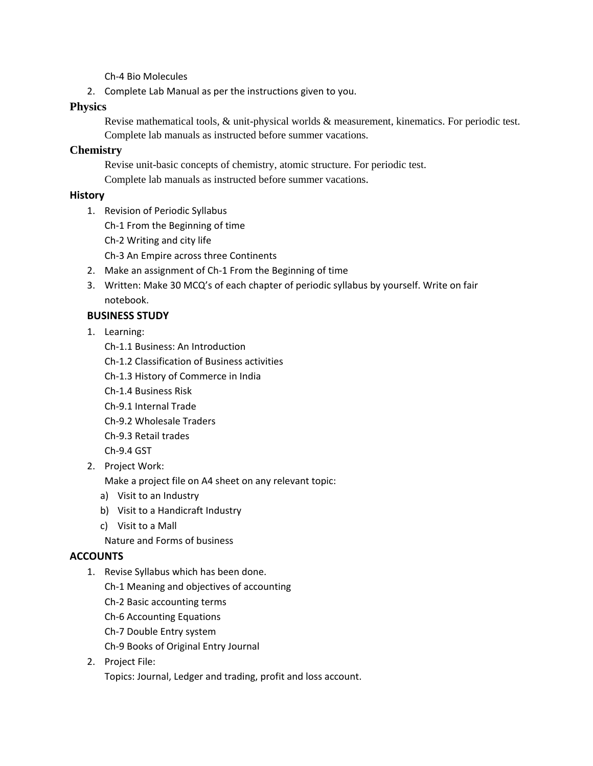Ch-4 Bio Molecules

2. Complete Lab Manual as per the instructions given to you.

## Physics

Revise mathematical tools, & unit-physical worlds & measurement, kinematics. For periodic test.

Complete lab manuals as instructed before summer vacations.

## Chemistry

Revise unit-basic concepts of chemistry, atomic structure. For periodic test.

Complete lab manuals as instructed before summer vacations.

## History

1. Revision of Periodic Syllabus
   Ch-1 From the Beginning of time
   Ch-2 Writing and city life
   Ch-3 An Empire across three Continents
2. Make an assignment of Ch-1 From the Beginning of time
3. Written: Make 30 MCQ's of each chapter of periodic syllabus by yourself. Write on fair notebook.

## BUSINESS STUDY

1. Learning:
   Ch-1.1 Business: An Introduction
   Ch-1.2 Classification of Business activities
   Ch-1.3 History of Commerce in India
   Ch-1.4 Business Risk
   Ch-9.1 Internal Trade
   Ch-9.2 Wholesale Traders
   Ch-9.3 Retail trades
   Ch-9.4 GST
2. Project Work:
   Make a project file on A4 sheet on any relevant topic:
   a) Visit to an Industry
   b) Visit to a Handicraft Industry
   c) Visit to a Mall
   Nature and Forms of business

## ACCOUNTS

1. Revise Syllabus which has been done.
   Ch-1 Meaning and objectives of accounting
   Ch-2 Basic accounting terms
   Ch-6 Accounting Equations
   Ch-7 Double Entry system
   Ch-9 Books of Original Entry Journal
2. Project File:
   Topics: Journal, Ledger and trading, profit and loss account.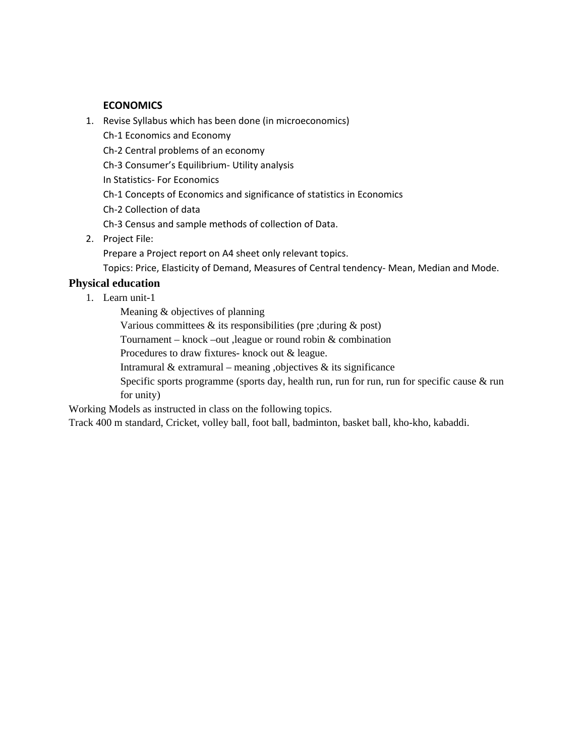**ECONOMICS**

1. Revise Syllabus which has been done (in microeconomics)
   Ch-1 Economics and Economy
   Ch-2 Central problems of an economy
   Ch-3 Consumer's Equilibrium- Utility analysis
   In Statistics- For Economics
   Ch-1 Concepts of Economics and significance of statistics in Economics
   Ch-2 Collection of data
   Ch-3 Census and sample methods of collection of Data.
2. Project File:
   Prepare a Project report on A4 sheet only relevant topics.
   Topics: Price, Elasticity of Demand, Measures of Central tendency- Mean, Median and Mode.

**Physical education**

1. Learn unit-1
   Meaning & objectives of planning
   Various committees & its responsibilities (pre ;during & post)
   Tournament – knock –out ,league or round robin & combination
   Procedures to draw fixtures- knock out & league.
   Intramural & extramural – meaning ,objectives & its significance
   Specific sports programme (sports day, health run, run for run, run for specific cause & run for unity)

Working Models as instructed in class on the following topics.
Track 400 m standard, Cricket, volley ball, foot ball, badminton, basket ball, kho-kho, kabaddi.